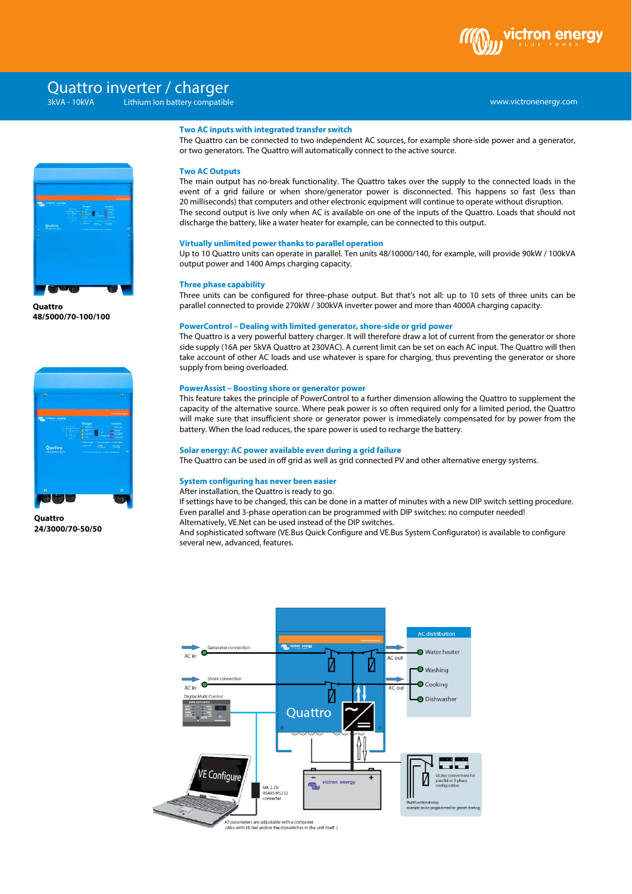# Quattro inverter / charger

3kVA - 10kVA   Lithium Ion battery compatible

www.victronenergy.com

Quattro
48/5000/70-100/100

Quattro
24/3000/70-50/50

### Two AC inputs with integrated transfer switch

The Quattro can be connected to two independent AC sources, for example shore-side power and a generator, or two generators. The Quattro will automatically connect to the active source.

### Two AC Outputs

The main output has no-break functionality. The Quattro takes over the supply to the connected loads in the event of a grid failure or when shore/generator power is disconnected. This happens so fast (less than 20 milliseconds) that computers and other electronic equipment will continue to operate without disruption.
The second output is live only when AC is available on one of the inputs of the Quattro. Loads that should not discharge the battery, like a water heater for example, can be connected to this output.

### Virtually unlimited power thanks to parallel operation

Up to 10 Quattro units can operate in parallel. Ten units 48/10000/140, for example, will provide 90kW / 100kVA output power and 1400 Amps charging capacity.

### Three phase capability

Three units can be configured for three-phase output. But that's not all: up to 10 sets of three units can be parallel connected to provide 270kW / 300kVA inverter power and more than 4000A charging capacity.

### PowerControl – Dealing with limited generator, shore-side or grid power

The Quattro is a very powerful battery charger. It will therefore draw a lot of current from the generator or shore side supply (16A per 5kVA Quattro at 230VAC). A current limit can be set on each AC input. The Quattro will then take account of other AC loads and use whatever is spare for charging, thus preventing the generator or shore supply from being overloaded.

### PowerAssist – Boosting shore or generator power

This feature takes the principle of PowerControl to a further dimension allowing the Quattro to supplement the capacity of the alternative source. Where peak power is so often required only for a limited period, the Quattro will make sure that insufficient shore or generator power is immediately compensated for by power from the battery. When the load reduces, the spare power is used to recharge the battery.

### Solar energy: AC power available even during a grid failure

The Quattro can be used in off grid as well as grid connected PV and other alternative energy systems.

### System configuring has never been easier

After installation, the Quattro is ready to go.
If settings have to be changed, this can be done in a matter of minutes with a new DIP switch setting procedure.
Even parallel and 3-phase operation can be programmed with DIP switches: no computer needed!
Alternatively, VE.Net can be used instead of the DIP switches.
And sophisticated software (VE.Bus Quick Configure and VE.Bus System Configurator) is available to configure several new, advanced, features.

AC in — Generator connection
AC in — Shore connection
Digital Multi Control
Quattro
AC out
AC out
AC distribution: Water heater, Washing, Cooking, Dishwasher
VE Configure
MK 2.2b RS485/RS232 converter
VE.Bus connections for parallel or 3 phase configuration
Multifunctional relay: example to be programmed for genset starting
All parameters are adjustable with a computer
(Also with VE.Net and/or the dipswitches in the unit itself)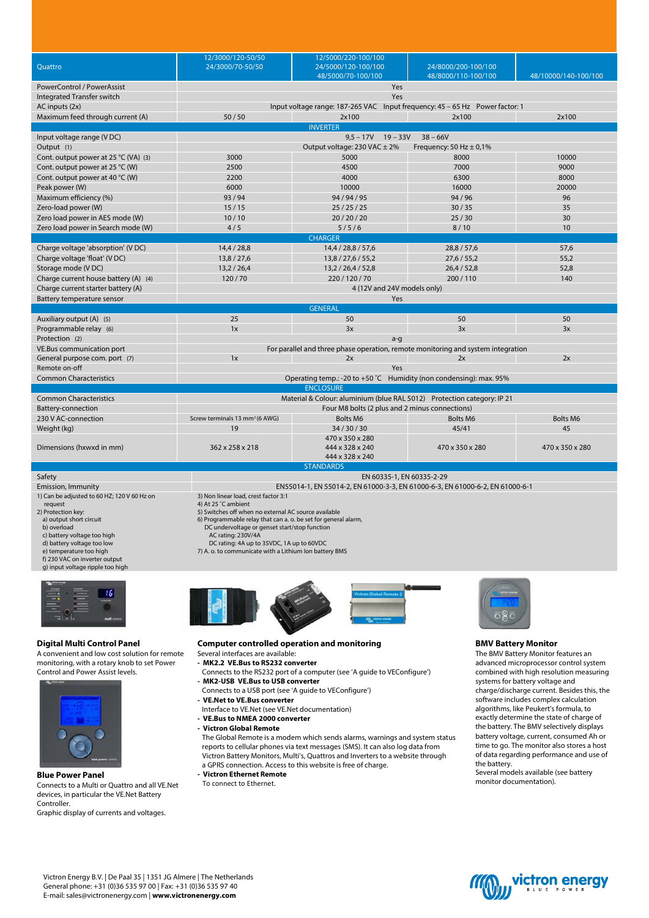| Quattro | 12/3000/120-50/50<br>24/3000/70-50/50 | 12/5000/220-100/100<br>24/5000/120-100/100<br>48/5000/70-100/100 | 24/8000/200-100/100<br>48/8000/110-100/100 | 48/10000/140-100/100 |
|---|---|---|---|---|
| PowerControl / PowerAssist | Yes | | | |
| Integrated Transfer switch | Yes | | | |
| AC inputs (2x) | Input voltage range: 187-265 VAC   Input frequency: 45 – 65 Hz   Power factor: 1 | | | |
| Maximum feed through current (A) | 50 / 50 | 2x100 | 2x100 | 2x100 |
| **INVERTER** | | | | |
| Input voltage range (V DC) | 9,5 – 17V   19 – 33V   38 – 66V | | | |
| Output (1) | Output voltage: 230 VAC ± 2%   Frequency: 50 Hz ± 0,1% | | | |
| Cont. output power at 25 °C (VA) (3) | 3000 | 5000 | 8000 | 10000 |
| Cont. output power at 25 °C (W) | 2500 | 4500 | 7000 | 9000 |
| Cont. output power at 40 °C (W) | 2200 | 4000 | 6300 | 8000 |
| Peak power (W) | 6000 | 10000 | 16000 | 20000 |
| Maximum efficiency (%) | 93 / 94 | 94 / 94 / 95 | 94 / 96 | 96 |
| Zero-load power (W) | 15 / 15 | 25 / 25 / 25 | 30 / 35 | 35 |
| Zero load power in AES mode (W) | 10 / 10 | 20 / 20 / 20 | 25 / 30 | 30 |
| Zero load power in Search mode (W) | 4 / 5 | 5 / 5 / 6 | 8 / 10 | 10 |
| **CHARGER** | | | | |
| Charge voltage 'absorption' (V DC) | 14,4 / 28,8 | 14,4 / 28,8 / 57,6 | 28,8 / 57,6 | 57,6 |
| Charge voltage 'float' (V DC) | 13,8 / 27,6 | 13,8 / 27,6 / 55,2 | 27,6 / 55,2 | 55,2 |
| Storage mode (V DC) | 13,2 / 26,4 | 13,2 / 26,4 / 52,8 | 26,4 / 52,8 | 52,8 |
| Charge current house battery (A) (4) | 120 / 70 | 220 / 120 / 70 | 200 / 110 | 140 |
| Charge current starter battery (A) | 4 (12V and 24V models only) | | | |
| Battery temperature sensor | Yes | | | |
| **GENERAL** | | | | |
| Auxiliary output (A) (5) | 25 | 50 | 50 | 50 |
| Programmable relay (6) | 1x | 3x | 3x | 3x |
| Protection (2) | a-g | | | |
| VE.Bus communication port | For parallel and three phase operation, remote monitoring and system integration | | | |
| General purpose com. port (7) | 1x | 2x | 2x | 2x |
| Remote on-off | Yes | | | |
| Common Characteristics | Operating temp.: -20 to +50 °C   Humidity (non condensing): max. 95% | | | |
| **ENCLOSURE** | | | | |
| Common Characteristics | Material & Colour: aluminium (blue RAL 5012)   Protection category: IP 21 | | | |
| Battery-connection | Four M8 bolts (2 plus and 2 minus connections) | | | |
| 230 V AC-connection | Screw terminals 13 mm² (6 AWG) | Bolts M6 | Bolts M6 | Bolts M6 |
| Weight (kg) | 19 | 34 / 30 / 30 | 45/41 | 45 |
| Dimensions (hxwxd in mm) | 362 x 258 x 218 | 470 x 350 x 280<br>444 x 328 x 240<br>444 x 328 x 240 | 470 x 350 x 280 | 470 x 350 x 280 |
| **STANDARDS** | | | | |
| Safety | EN 60335-1, EN 60335-2-29 | | | |
| Emission, Immunity | EN55014-1, EN 55014-2, EN 61000-3-3, EN 61000-6-3, EN 61000-6-2, EN 61000-6-1 | | | |

1) Can be adjusted to 60 HZ; 120 V 60 Hz on request
2) Protection key:
   a) output short circuit
   b) overload
   c) battery voltage too high
   d) battery voltage too low
   e) temperature too high
   f) 230 VAC on inverter output
   g) input voltage ripple too high

3) Non linear load, crest factor 3:1
4) At 25 °C ambient
5) Switches off when no external AC source available
6) Programmable relay that can a. o. be set for general alarm, DC undervoltage or genset start/stop function
   AC rating: 230V/4A
   DC rating: 4A up to 35VDC, 1A up to 60VDC
7) A. o. to communicate with a Lithium Ion battery BMS

### Digital Multi Control Panel

A convenient and low cost solution for remote monitoring, with a rotary knob to set Power Control and Power Assist levels.

### Blue Power Panel

Connects to a Multi or Quattro and all VE.Net devices, in particular the VE.Net Battery Controller.
Graphic display of currents and voltages.

### Computer controlled operation and monitoring

Several interfaces are available:

- **MK2.2 VE.Bus to RS232 converter**
  Connects to the RS232 port of a computer (see 'A guide to VEConfigure')
- **MK2-USB VE.Bus to USB converter**
  Connects to a USB port (see 'A guide to VEConfigure')
- **VE.Net to VE.Bus converter**
  Interface to VE.Net (see VE.Net documentation)
- **VE.Bus to NMEA 2000 converter**
- **Victron Global Remote**
  The Global Remote is a modem which sends alarms, warnings and system status reports to cellular phones via text messages (SMS). It can also log data from Victron Battery Monitors, Multi's, Quattros and Inverters to a website through a GPRS connection. Access to this website is free of charge.
- **Victron Ethernet Remote**
  To connect to Ethernet.

### BMV Battery Monitor

The BMV Battery Monitor features an advanced microprocessor control system combined with high resolution measuring systems for battery voltage and charge/discharge current. Besides this, the software includes complex calculation algorithms, like Peukert's formula, to exactly determine the state of charge of the battery. The BMV selectively displays battery voltage, current, consumed Ah or time to go. The monitor also stores a host of data regarding performance and use of the battery.
Several models available (see battery monitor documentation).

Victron Energy B.V. | De Paal 35 | 1351 JG Almere | The Netherlands
General phone: +31 (0)36 535 97 00 | Fax: +31 (0)36 535 97 40
E-mail: sales@victronenergy.com | **www.victronenergy.com**